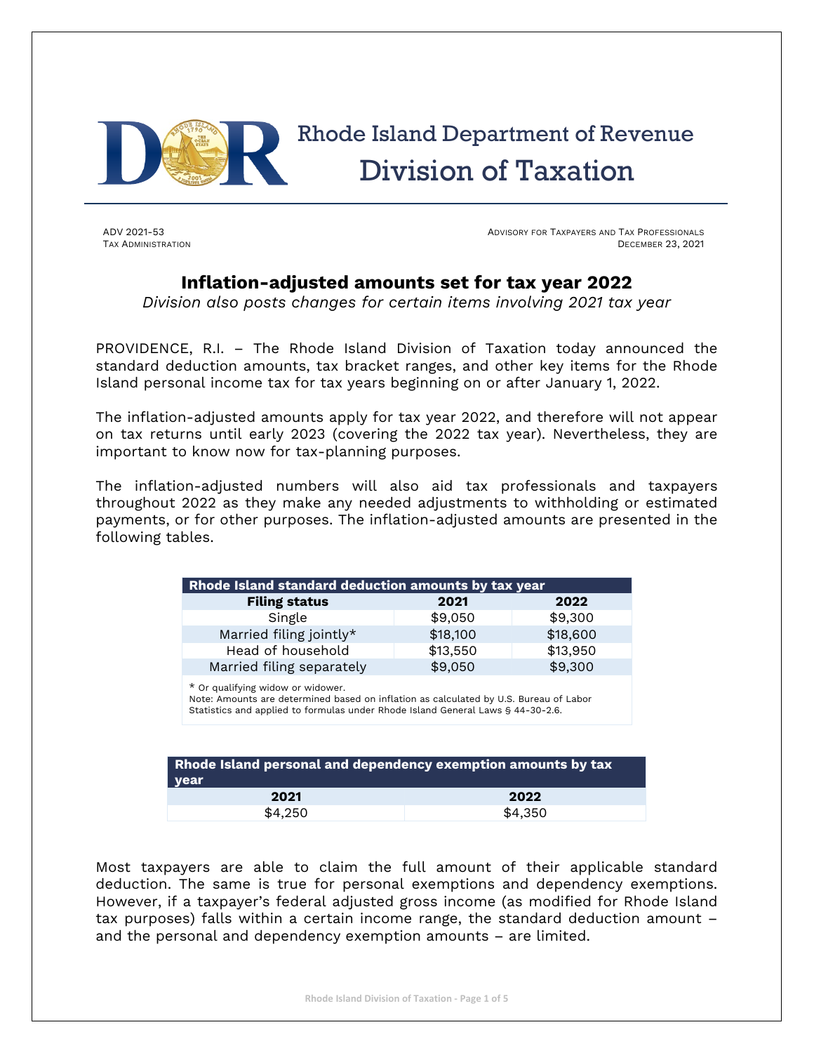# Rhode Island Department of Revenue
## Division of Taxation

ADV 2021-53
TAX ADMINISTRATION

ADVISORY FOR TAXPAYERS AND TAX PROFESSIONALS
DECEMBER 23, 2021

## Inflation-adjusted amounts set for tax year 2022

*Division also posts changes for certain items involving 2021 tax year*

PROVIDENCE, R.I. – The Rhode Island Division of Taxation today announced the standard deduction amounts, tax bracket ranges, and other key items for the Rhode Island personal income tax for tax years beginning on or after January 1, 2022.

The inflation-adjusted amounts apply for tax year 2022, and therefore will not appear on tax returns until early 2023 (covering the 2022 tax year). Nevertheless, they are important to know now for tax-planning purposes.

The inflation-adjusted numbers will also aid tax professionals and taxpayers throughout 2022 as they make any needed adjustments to withholding or estimated payments, or for other purposes. The inflation-adjusted amounts are presented in the following tables.

**Rhode Island standard deduction amounts by tax year**

| Filing status | 2021 | 2022 |
|---|---|---|
| Single | $9,050 | $9,300 |
| Married filing jointly* | $18,100 | $18,600 |
| Head of household | $13,550 | $13,950 |
| Married filing separately | $9,050 | $9,300 |

\* Or qualifying widow or widower.
Note: Amounts are determined based on inflation as calculated by U.S. Bureau of Labor Statistics and applied to formulas under Rhode Island General Laws § 44-30-2.6.

**Rhode Island personal and dependency exemption amounts by tax year**

| 2021 | 2022 |
|---|---|
| $4,250 | $4,350 |

Most taxpayers are able to claim the full amount of their applicable standard deduction. The same is true for personal exemptions and dependency exemptions. However, if a taxpayer's federal adjusted gross income (as modified for Rhode Island tax purposes) falls within a certain income range, the standard deduction amount – and the personal and dependency exemption amounts – are limited.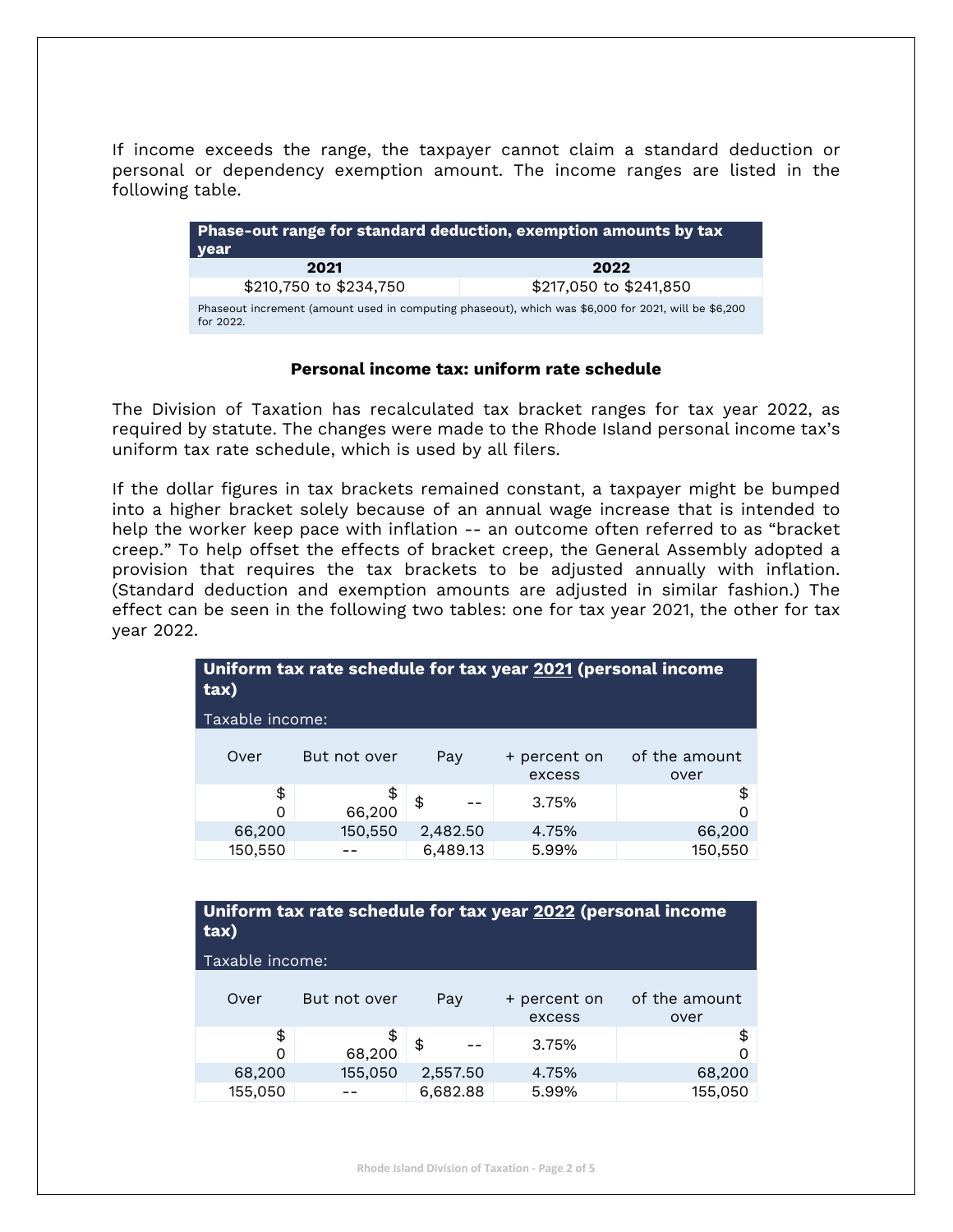If income exceeds the range, the taxpayer cannot claim a standard deduction or personal or dependency exemption amount. The income ranges are listed in the following table.

| Phase-out range for standard deduction, exemption amounts by tax year | |
|---|---|
| **2021** | **2022** |
| $210,750 to $234,750 | $217,050 to $241,850 |
| Phaseout increment (amount used in computing phaseout), which was $6,000 for 2021, will be $6,200 for 2022. | |

**Personal income tax: uniform rate schedule**

The Division of Taxation has recalculated tax bracket ranges for tax year 2022, as required by statute. The changes were made to the Rhode Island personal income tax's uniform tax rate schedule, which is used by all filers.

If the dollar figures in tax brackets remained constant, a taxpayer might be bumped into a higher bracket solely because of an annual wage increase that is intended to help the worker keep pace with inflation -- an outcome often referred to as "bracket creep." To help offset the effects of bracket creep, the General Assembly adopted a provision that requires the tax brackets to be adjusted annually with inflation. (Standard deduction and exemption amounts are adjusted in similar fashion.) The effect can be seen in the following two tables: one for tax year 2021, the other for tax year 2022.

**Uniform tax rate schedule for tax year 2021 (personal income tax)**

Taxable income:

| Over | But not over | Pay | + percent on excess | of the amount over |
|---|---|---|---|---|
| $ 0 | $ 66,200 | $ -- | 3.75% | $ 0 |
| 66,200 | 150,550 | 2,482.50 | 4.75% | 66,200 |
| 150,550 | -- | 6,489.13 | 5.99% | 150,550 |

**Uniform tax rate schedule for tax year 2022 (personal income tax)**

Taxable income:

| Over | But not over | Pay | + percent on excess | of the amount over |
|---|---|---|---|---|
| $ 0 | $ 68,200 | $ -- | 3.75% | $ 0 |
| 68,200 | 155,050 | 2,557.50 | 4.75% | 68,200 |
| 155,050 | -- | 6,682.88 | 5.99% | 155,050 |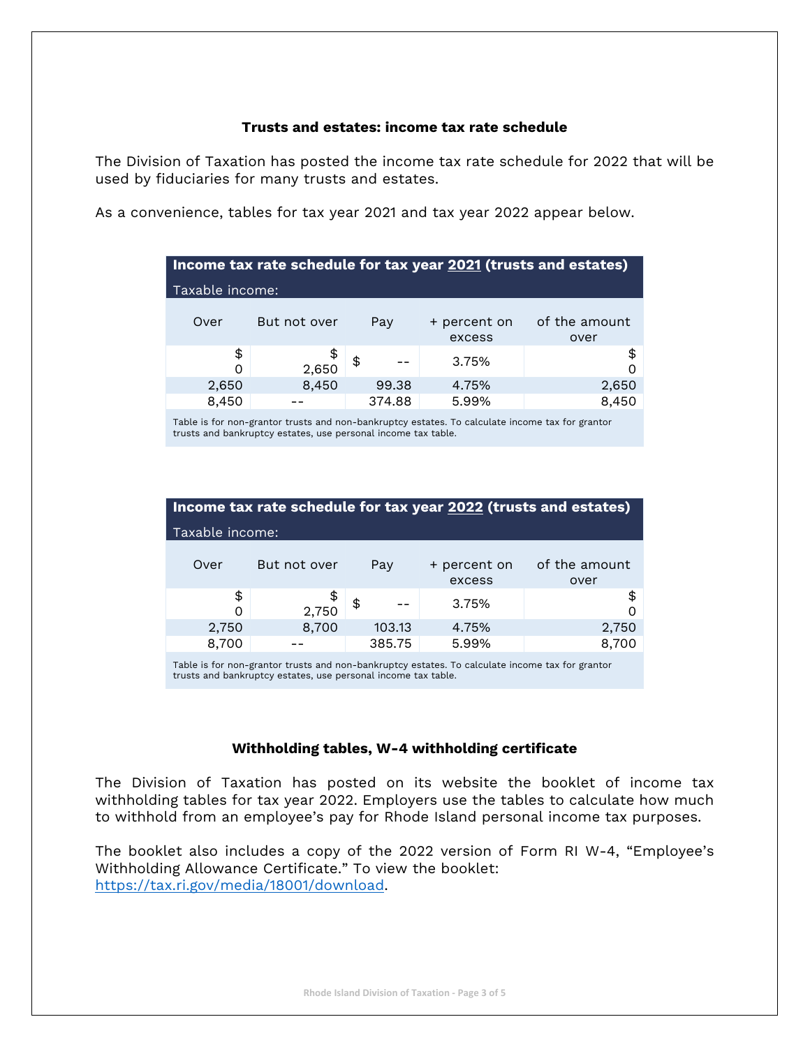## Trusts and estates: income tax rate schedule

The Division of Taxation has posted the income tax rate schedule for 2022 that will be used by fiduciaries for many trusts and estates.

As a convenience, tables for tax year 2021 and tax year 2022 appear below.

**Income tax rate schedule for tax year 2021 (trusts and estates)**

| Taxable income: | | | | |
|---|---|---|---|---|
| Over | But not over | Pay | + percent on excess | of the amount over |
| $ 0 | $ 2,650 | $ -- | 3.75% | $ 0 |
| 2,650 | 8,450 | 99.38 | 4.75% | 2,650 |
| 8,450 | -- | 374.88 | 5.99% | 8,450 |

Table is for non-grantor trusts and non-bankruptcy estates. To calculate income tax for grantor trusts and bankruptcy estates, use personal income tax table.

**Income tax rate schedule for tax year 2022 (trusts and estates)**

| Taxable income: | | | | |
|---|---|---|---|---|
| Over | But not over | Pay | + percent on excess | of the amount over |
| $ 0 | $ 2,750 | $ -- | 3.75% | $ 0 |
| 2,750 | 8,700 | 103.13 | 4.75% | 2,750 |
| 8,700 | -- | 385.75 | 5.99% | 8,700 |

Table is for non-grantor trusts and non-bankruptcy estates. To calculate income tax for grantor trusts and bankruptcy estates, use personal income tax table.

## Withholding tables, W-4 withholding certificate

The Division of Taxation has posted on its website the booklet of income tax withholding tables for tax year 2022. Employers use the tables to calculate how much to withhold from an employee's pay for Rhode Island personal income tax purposes.

The booklet also includes a copy of the 2022 version of Form RI W-4, "Employee's Withholding Allowance Certificate." To view the booklet: https://tax.ri.gov/media/18001/download.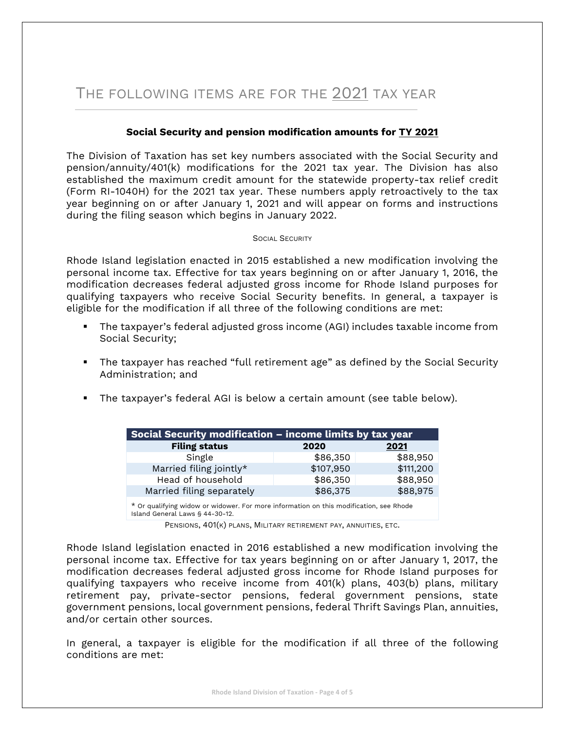# THE FOLLOWING ITEMS ARE FOR THE 2021 TAX YEAR

### Social Security and pension modification amounts for TY 2021

The Division of Taxation has set key numbers associated with the Social Security and pension/annuity/401(k) modifications for the 2021 tax year. The Division has also established the maximum credit amount for the statewide property-tax relief credit (Form RI-1040H) for the 2021 tax year. These numbers apply retroactively to the tax year beginning on or after January 1, 2021 and will appear on forms and instructions during the filing season which begins in January 2022.

#### SOCIAL SECURITY

Rhode Island legislation enacted in 2015 established a new modification involving the personal income tax. Effective for tax years beginning on or after January 1, 2016, the modification decreases federal adjusted gross income for Rhode Island purposes for qualifying taxpayers who receive Social Security benefits. In general, a taxpayer is eligible for the modification if all three of the following conditions are met:

- The taxpayer's federal adjusted gross income (AGI) includes taxable income from Social Security;
- The taxpayer has reached "full retirement age" as defined by the Social Security Administration; and
- The taxpayer's federal AGI is below a certain amount (see table below).

| Social Security modification – income limits by tax year | | |
|---|---|---|
| **Filing status** | **2020** | **2021** |
| Single | $86,350 | $88,950 |
| Married filing jointly* | $107,950 | $111,200 |
| Head of household | $86,350 | $88,950 |
| Married filing separately | $86,375 | $88,975 |

* Or qualifying widow or widower. For more information on this modification, see Rhode Island General Laws § 44-30-12.

#### PENSIONS, 401(K) PLANS, MILITARY RETIREMENT PAY, ANNUITIES, ETC.

Rhode Island legislation enacted in 2016 established a new modification involving the personal income tax. Effective for tax years beginning on or after January 1, 2017, the modification decreases federal adjusted gross income for Rhode Island purposes for qualifying taxpayers who receive income from 401(k) plans, 403(b) plans, military retirement pay, private-sector pensions, federal government pensions, state government pensions, local government pensions, federal Thrift Savings Plan, annuities, and/or certain other sources.

In general, a taxpayer is eligible for the modification if all three of the following conditions are met: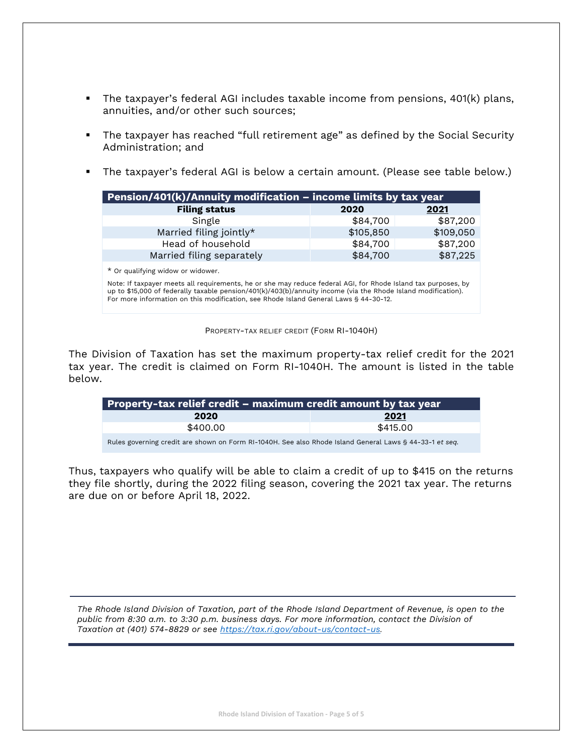- The taxpayer's federal AGI includes taxable income from pensions, 401(k) plans, annuities, and/or other such sources;
- The taxpayer has reached "full retirement age" as defined by the Social Security Administration; and
- The taxpayer's federal AGI is below a certain amount. (Please see table below.)

| Pension/401(k)/Annuity modification – income limits by tax year | | |
|---|---|---|
| **Filing status** | **2020** | **2021** |
| Single | $84,700 | $87,200 |
| Married filing jointly* | $105,850 | $109,050 |
| Head of household | $84,700 | $87,200 |
| Married filing separately | $84,700 | $87,225 |

\* Or qualifying widow or widower.

Note: If taxpayer meets all requirements, he or she may reduce federal AGI, for Rhode Island tax purposes, by up to $15,000 of federally taxable pension/401(k)/403(b)/annuity income (via the Rhode Island modification). For more information on this modification, see Rhode Island General Laws § 44-30-12.

### Property-tax relief credit (Form RI-1040H)

The Division of Taxation has set the maximum property-tax relief credit for the 2021 tax year. The credit is claimed on Form RI-1040H. The amount is listed in the table below.

| Property-tax relief credit – maximum credit amount by tax year | |
|---|---|
| **2020** | **2021** |
| $400.00 | $415.00 |

Rules governing credit are shown on Form RI-1040H. See also Rhode Island General Laws § 44-33-1 *et seq.*

Thus, taxpayers who qualify will be able to claim a credit of up to $415 on the returns they file shortly, during the 2022 filing season, covering the 2021 tax year. The returns are due on or before April 18, 2022.

---

*The Rhode Island Division of Taxation, part of the Rhode Island Department of Revenue, is open to the public from 8:30 a.m. to 3:30 p.m. business days. For more information, contact the Division of Taxation at (401) 574-8829 or see [https://tax.ri.gov/about-us/contact-us](https://tax.ri.gov/about-us/contact-us).*